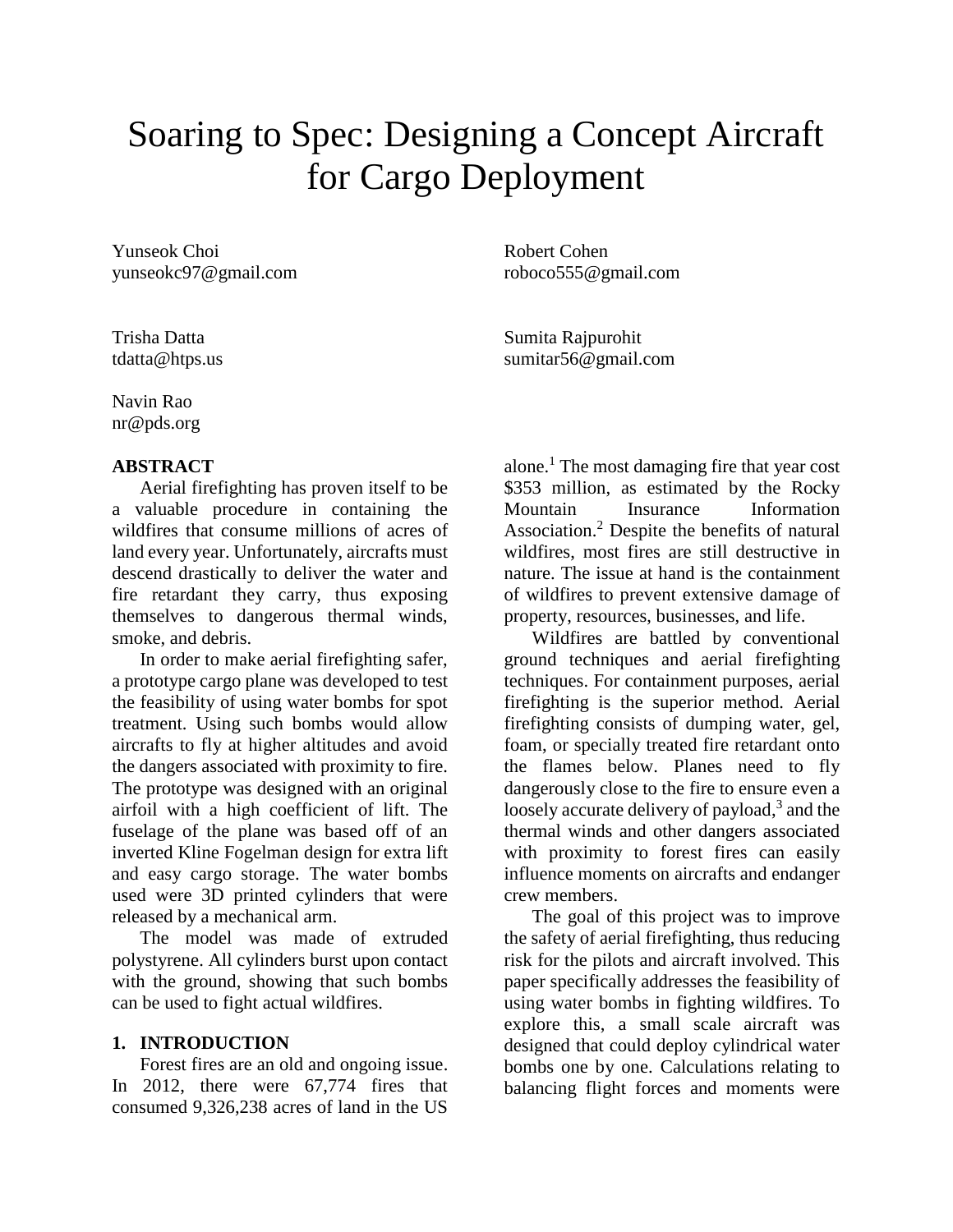# Soaring to Spec: Designing a Concept Aircraft for Cargo Deployment

Yunseok Choi
yunseokc97@gmail.com

Robert Cohen
roboco555@gmail.com

Trisha Datta
tdatta@htps.us

Sumita Rajpurohit
sumitar56@gmail.com

Navin Rao
nr@pds.org

## ABSTRACT

Aerial firefighting has proven itself to be a valuable procedure in containing the wildfires that consume millions of acres of land every year. Unfortunately, aircrafts must descend drastically to deliver the water and fire retardant they carry, thus exposing themselves to dangerous thermal winds, smoke, and debris.

In order to make aerial firefighting safer, a prototype cargo plane was developed to test the feasibility of using water bombs for spot treatment. Using such bombs would allow aircrafts to fly at higher altitudes and avoid the dangers associated with proximity to fire. The prototype was designed with an original airfoil with a high coefficient of lift. The fuselage of the plane was based off of an inverted Kline Fogelman design for extra lift and easy cargo storage. The water bombs used were 3D printed cylinders that were released by a mechanical arm.

The model was made of extruded polystyrene. All cylinders burst upon contact with the ground, showing that such bombs can be used to fight actual wildfires.

## 1. INTRODUCTION

Forest fires are an old and ongoing issue. In 2012, there were 67,774 fires that consumed 9,326,238 acres of land in the US alone.[1] The most damaging fire that year cost $353 million, as estimated by the Rocky Mountain Insurance Information Association.[2] Despite the benefits of natural wildfires, most fires are still destructive in nature. The issue at hand is the containment of wildfires to prevent extensive damage of property, resources, businesses, and life.

Wildfires are battled by conventional ground techniques and aerial firefighting techniques. For containment purposes, aerial firefighting is the superior method. Aerial firefighting consists of dumping water, gel, foam, or specially treated fire retardant onto the flames below. Planes need to fly dangerously close to the fire to ensure even a loosely accurate delivery of payload,[3] and the thermal winds and other dangers associated with proximity to forest fires can easily influence moments on aircrafts and endanger crew members.

The goal of this project was to improve the safety of aerial firefighting, thus reducing risk for the pilots and aircraft involved. This paper specifically addresses the feasibility of using water bombs in fighting wildfires. To explore this, a small scale aircraft was designed that could deploy cylindrical water bombs one by one. Calculations relating to balancing flight forces and moments were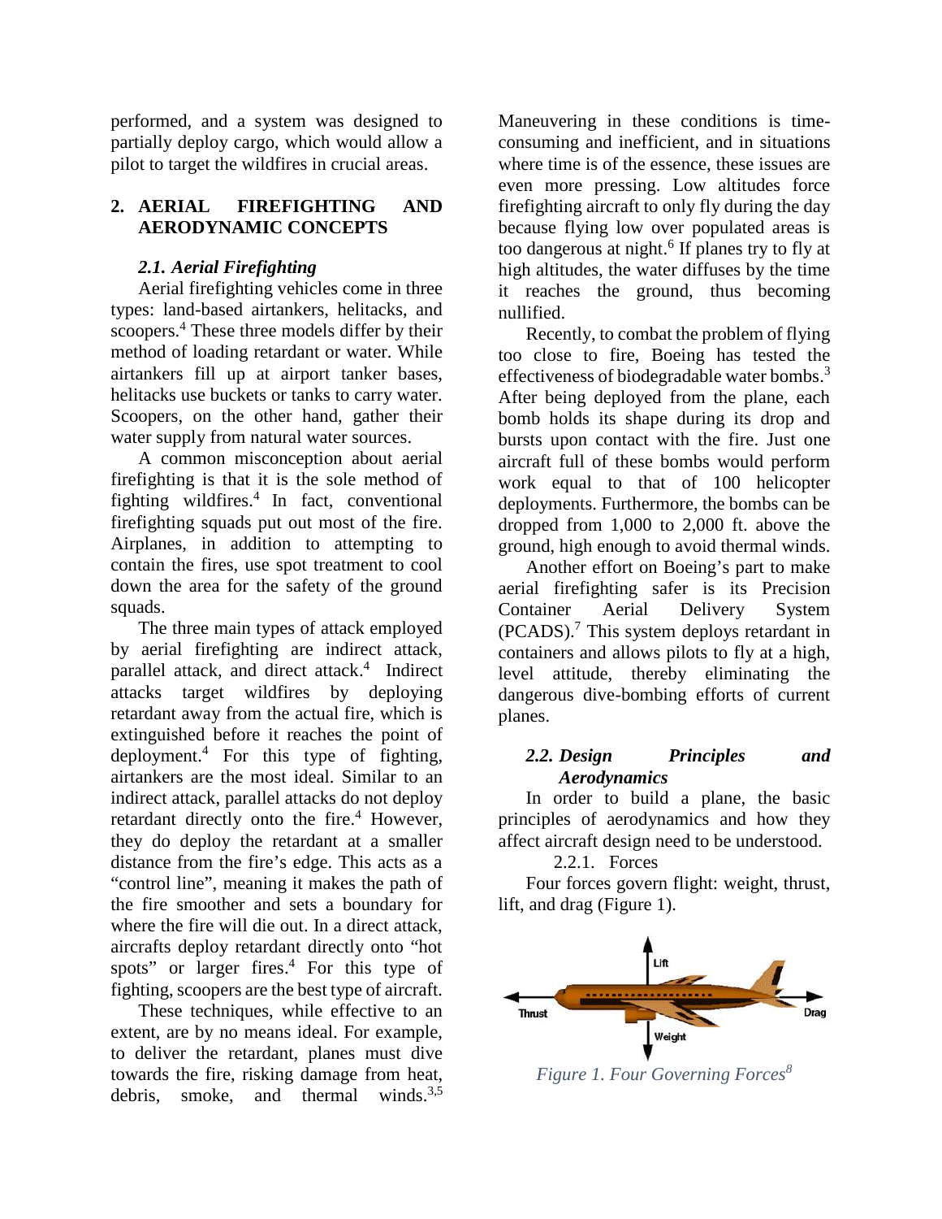performed, and a system was designed to partially deploy cargo, which would allow a pilot to target the wildfires in crucial areas.

## 2. AERIAL FIREFIGHTING AND AERODYNAMIC CONCEPTS

### *2.1. Aerial Firefighting*

Aerial firefighting vehicles come in three types: land-based airtankers, helitacks, and scoopers.[4] These three models differ by their method of loading retardant or water. While airtankers fill up at airport tanker bases, helitacks use buckets or tanks to carry water. Scoopers, on the other hand, gather their water supply from natural water sources.

A common misconception about aerial firefighting is that it is the sole method of fighting wildfires.[4] In fact, conventional firefighting squads put out most of the fire. Airplanes, in addition to attempting to contain the fires, use spot treatment to cool down the area for the safety of the ground squads.

The three main types of attack employed by aerial firefighting are indirect attack, parallel attack, and direct attack.[4] Indirect attacks target wildfires by deploying retardant away from the actual fire, which is extinguished before it reaches the point of deployment.[4] For this type of fighting, airtankers are the most ideal. Similar to an indirect attack, parallel attacks do not deploy retardant directly onto the fire.[4] However, they do deploy the retardant at a smaller distance from the fire's edge. This acts as a "control line", meaning it makes the path of the fire smoother and sets a boundary for where the fire will die out. In a direct attack, aircrafts deploy retardant directly onto "hot spots" or larger fires.[4] For this type of fighting, scoopers are the best type of aircraft.

These techniques, while effective to an extent, are by no means ideal. For example, to deliver the retardant, planes must dive towards the fire, risking damage from heat, debris, smoke, and thermal winds.[3,5] Maneuvering in these conditions is time-consuming and inefficient, and in situations where time is of the essence, these issues are even more pressing. Low altitudes force firefighting aircraft to only fly during the day because flying low over populated areas is too dangerous at night.[6] If planes try to fly at high altitudes, the water diffuses by the time it reaches the ground, thus becoming nullified.

Recently, to combat the problem of flying too close to fire, Boeing has tested the effectiveness of biodegradable water bombs.[3] After being deployed from the plane, each bomb holds its shape during its drop and bursts upon contact with the fire. Just one aircraft full of these bombs would perform work equal to that of 100 helicopter deployments. Furthermore, the bombs can be dropped from 1,000 to 2,000 ft. above the ground, high enough to avoid thermal winds.

Another effort on Boeing's part to make aerial firefighting safer is its Precision Container Aerial Delivery System (PCADS).[7] This system deploys retardant in containers and allows pilots to fly at a high, level attitude, thereby eliminating the dangerous dive-bombing efforts of current planes.

### *2.2. Design Principles and Aerodynamics*

In order to build a plane, the basic principles of aerodynamics and how they affect aircraft design need to be understood.

#### 2.2.1. Forces

Four forces govern flight: weight, thrust, lift, and drag (Figure 1).

*Figure 1. Four Governing Forces[8]*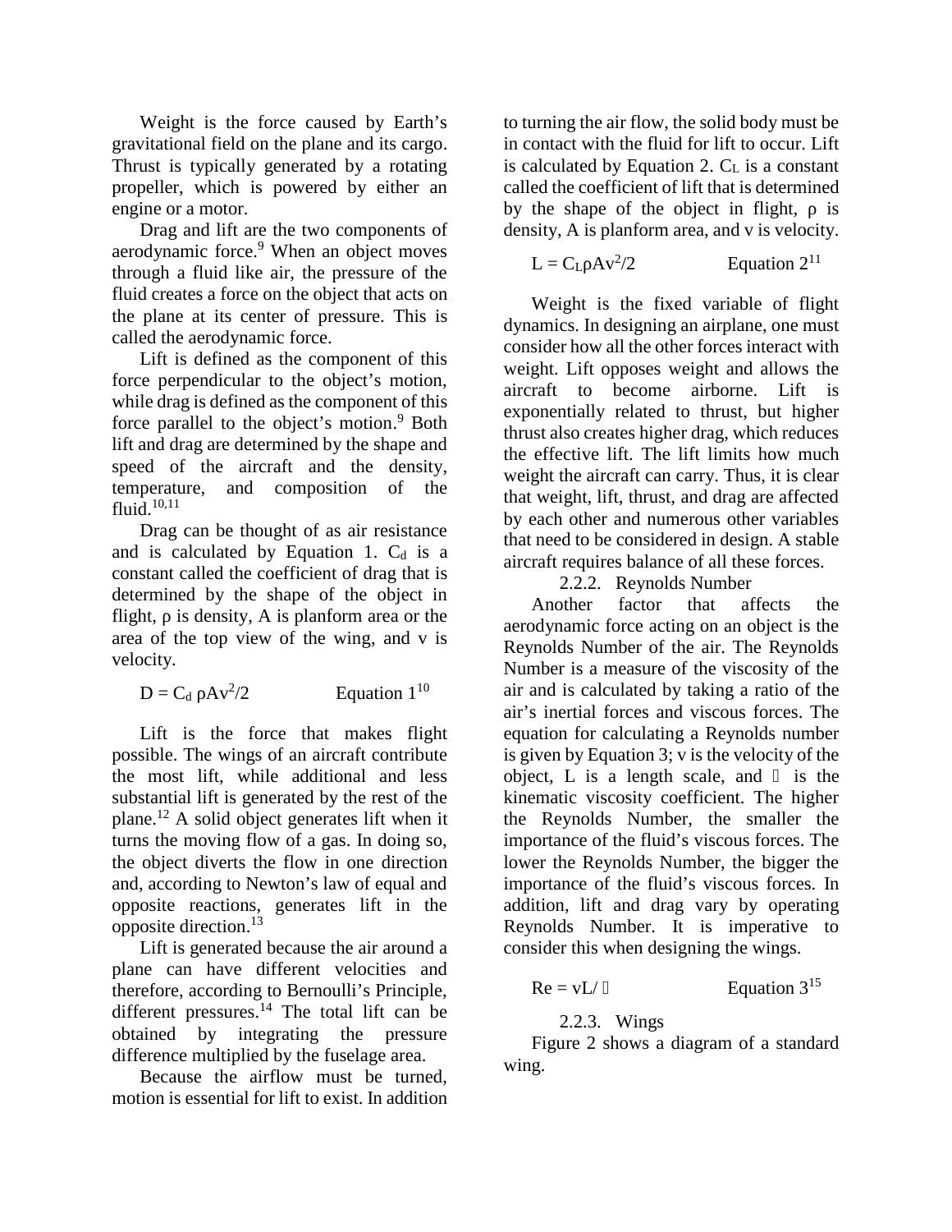Weight is the force caused by Earth's gravitational field on the plane and its cargo. Thrust is typically generated by a rotating propeller, which is powered by either an engine or a motor.

Drag and lift are the two components of aerodynamic force.[9] When an object moves through a fluid like air, the pressure of the fluid creates a force on the object that acts on the plane at its center of pressure. This is called the aerodynamic force.

Lift is defined as the component of this force perpendicular to the object's motion, while drag is defined as the component of this force parallel to the object's motion.[9] Both lift and drag are determined by the shape and speed of the aircraft and the density, temperature, and composition of the fluid.[10,11]

Drag can be thought of as air resistance and is calculated by Equation 1. $C_d$ is a constant called the coefficient of drag that is determined by the shape of the object in flight, ρ is density, A is planform area or the area of the top view of the wing, and v is velocity.

$$D = C_d \rho A v^2/2 \qquad \text{Equation 1}^{10}$$

Lift is the force that makes flight possible. The wings of an aircraft contribute the most lift, while additional and less substantial lift is generated by the rest of the plane.[12] A solid object generates lift when it turns the moving flow of a gas. In doing so, the object diverts the flow in one direction and, according to Newton's law of equal and opposite reactions, generates lift in the opposite direction.[13]

Lift is generated because the air around a plane can have different velocities and therefore, according to Bernoulli's Principle, different pressures.[14] The total lift can be obtained by integrating the pressure difference multiplied by the fuselage area.

Because the airflow must be turned, motion is essential for lift to exist. In addition to turning the air flow, the solid body must be in contact with the fluid for lift to occur. Lift is calculated by Equation 2. $C_L$ is a constant called the coefficient of lift that is determined by the shape of the object in flight, ρ is density, A is planform area, and v is velocity.

$$L = C_L \rho A v^2/2 \qquad \text{Equation 2}^{11}$$

Weight is the fixed variable of flight dynamics. In designing an airplane, one must consider how all the other forces interact with weight. Lift opposes weight and allows the aircraft to become airborne. Lift is exponentially related to thrust, but higher thrust also creates higher drag, which reduces the effective lift. The lift limits how much weight the aircraft can carry. Thus, it is clear that weight, lift, thrust, and drag are affected by each other and numerous other variables that need to be considered in design. A stable aircraft requires balance of all these forces.

### 2.2.2. Reynolds Number

Another factor that affects the aerodynamic force acting on an object is the Reynolds Number of the air. The Reynolds Number is a measure of the viscosity of the air and is calculated by taking a ratio of the air's inertial forces and viscous forces. The equation for calculating a Reynolds number is given by Equation 3; v is the velocity of the object, L is a length scale, and $\nu$ is the kinematic viscosity coefficient. The higher the Reynolds Number, the smaller the importance of the fluid's viscous forces. The lower the Reynolds Number, the bigger the importance of the fluid's viscous forces. In addition, lift and drag vary by operating Reynolds Number. It is imperative to consider this when designing the wings.

$$Re = vL/\nu \qquad \text{Equation 3}^{15}$$

### 2.2.3. Wings

Figure 2 shows a diagram of a standard wing.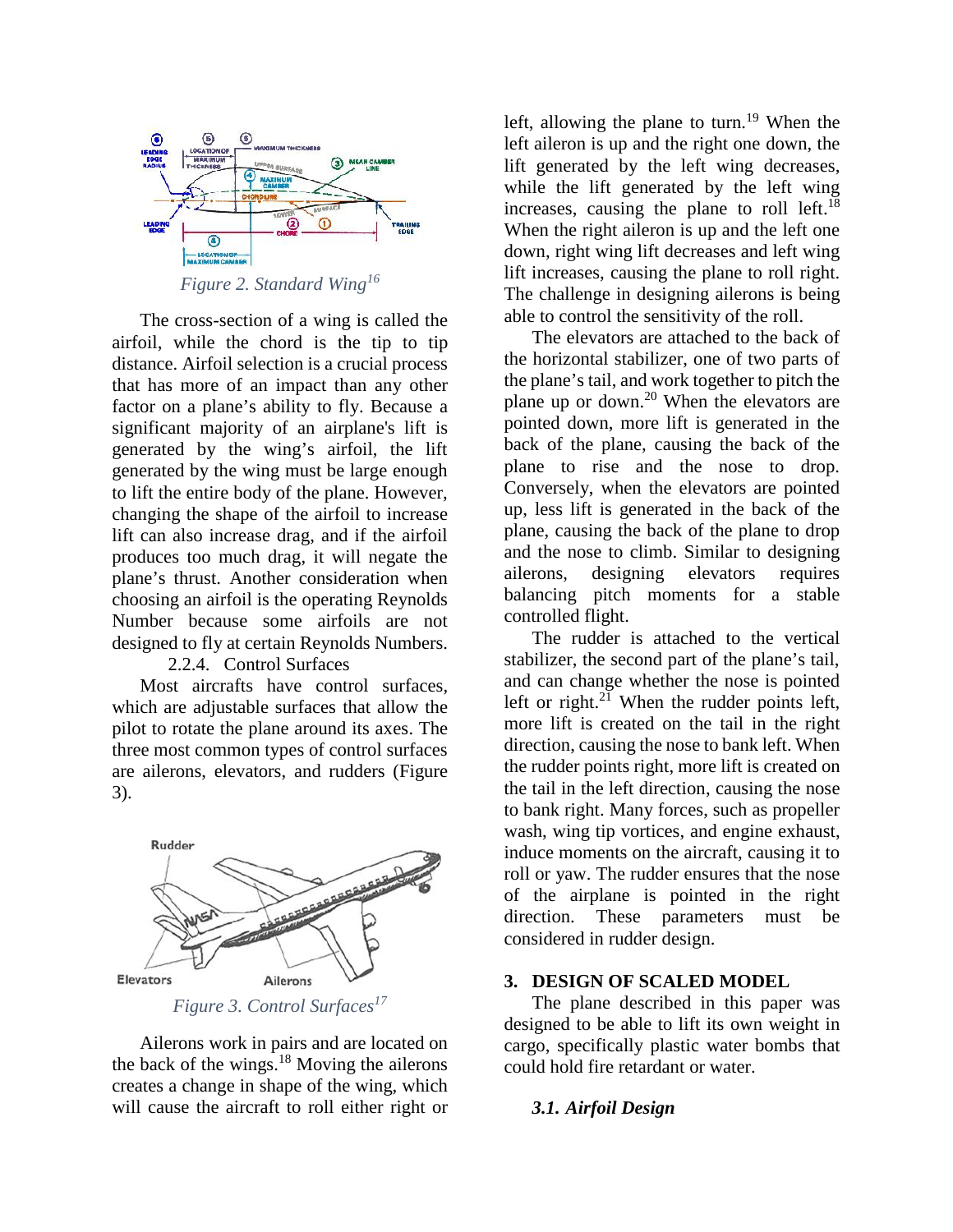Figure 2. Standard Wing[16]

The cross-section of a wing is called the airfoil, while the chord is the tip to tip distance. Airfoil selection is a crucial process that has more of an impact than any other factor on a plane's ability to fly. Because a significant majority of an airplane's lift is generated by the wing's airfoil, the lift generated by the wing must be large enough to lift the entire body of the plane. However, changing the shape of the airfoil to increase lift can also increase drag, and if the airfoil produces too much drag, it will negate the plane's thrust. Another consideration when choosing an airfoil is the operating Reynolds Number because some airfoils are not designed to fly at certain Reynolds Numbers.

#### 2.2.4. Control Surfaces

Most aircrafts have control surfaces, which are adjustable surfaces that allow the pilot to rotate the plane around its axes. The three most common types of control surfaces are ailerons, elevators, and rudders (Figure 3).

Figure 3. Control Surfaces[17]

Ailerons work in pairs and are located on the back of the wings.[18] Moving the ailerons creates a change in shape of the wing, which will cause the aircraft to roll either right or left, allowing the plane to turn.[19] When the left aileron is up and the right one down, the lift generated by the left wing decreases, while the lift generated by the left wing increases, causing the plane to roll left.[18] When the right aileron is up and the left one down, right wing lift decreases and left wing lift increases, causing the plane to roll right. The challenge in designing ailerons is being able to control the sensitivity of the roll.

The elevators are attached to the back of the horizontal stabilizer, one of two parts of the plane's tail, and work together to pitch the plane up or down.[20] When the elevators are pointed down, more lift is generated in the back of the plane, causing the back of the plane to rise and the nose to drop. Conversely, when the elevators are pointed up, less lift is generated in the back of the plane, causing the back of the plane to drop and the nose to climb. Similar to designing ailerons, designing elevators requires balancing pitch moments for a stable controlled flight.

The rudder is attached to the vertical stabilizer, the second part of the plane's tail, and can change whether the nose is pointed left or right.[21] When the rudder points left, more lift is created on the tail in the right direction, causing the nose to bank left. When the rudder points right, more lift is created on the tail in the left direction, causing the nose to bank right. Many forces, such as propeller wash, wing tip vortices, and engine exhaust, induce moments on the aircraft, causing it to roll or yaw. The rudder ensures that the nose of the airplane is pointed in the right direction. These parameters must be considered in rudder design.

## 3. DESIGN OF SCALED MODEL

The plane described in this paper was designed to be able to lift its own weight in cargo, specifically plastic water bombs that could hold fire retardant or water.

### *3.1. Airfoil Design*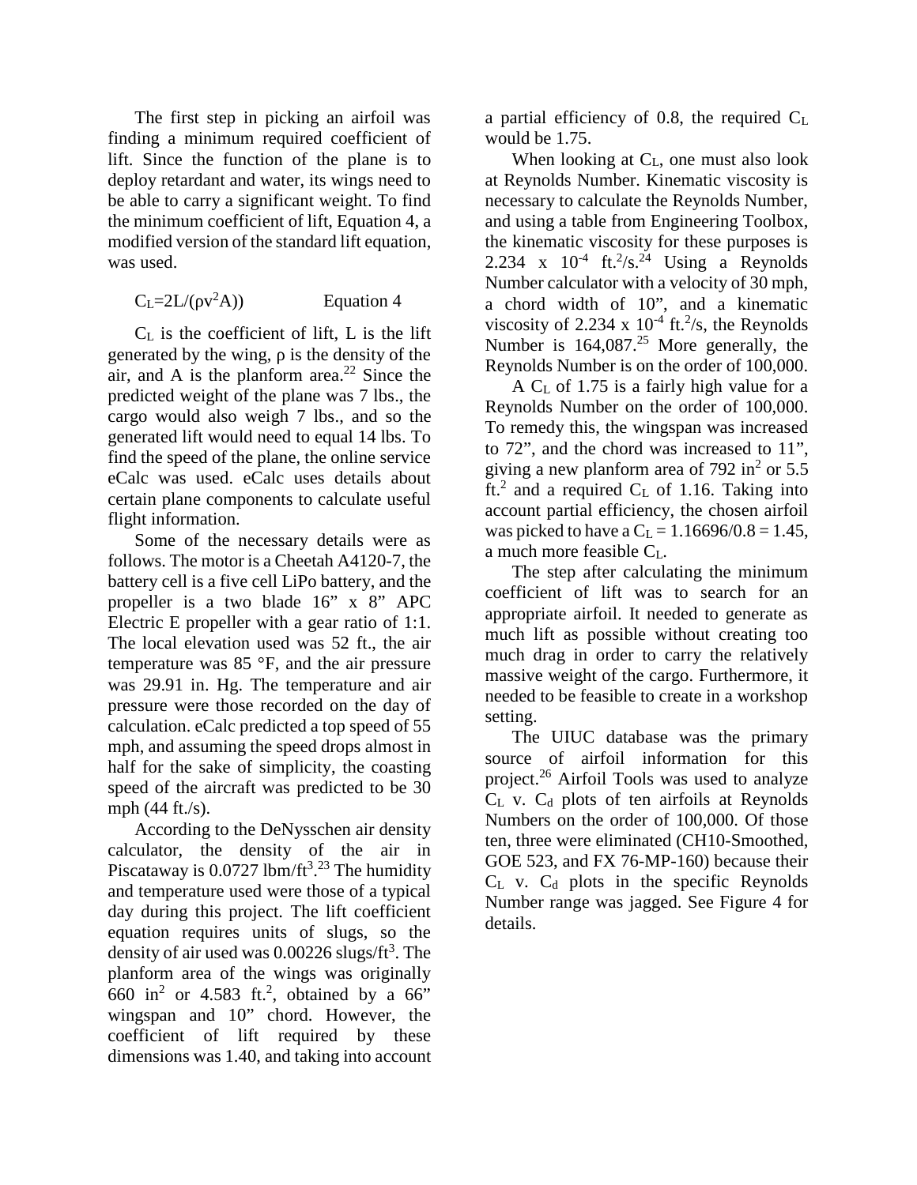The first step in picking an airfoil was finding a minimum required coefficient of lift. Since the function of the plane is to deploy retardant and water, its wings need to be able to carry a significant weight. To find the minimum coefficient of lift, Equation 4, a modified version of the standard lift equation, was used.

$$C_L=2L/(\rho v^2A)) \qquad \text{Equation 4}$$

$C_L$ is the coefficient of lift, L is the lift generated by the wing, ρ is the density of the air, and A is the planform area.[22] Since the predicted weight of the plane was 7 lbs., the cargo would also weigh 7 lbs., and so the generated lift would need to equal 14 lbs. To find the speed of the plane, the online service eCalc was used. eCalc uses details about certain plane components to calculate useful flight information.

Some of the necessary details were as follows. The motor is a Cheetah A4120-7, the battery cell is a five cell LiPo battery, and the propeller is a two blade 16" x 8" APC Electric E propeller with a gear ratio of 1:1. The local elevation used was 52 ft., the air temperature was 85 °F, and the air pressure was 29.91 in. Hg. The temperature and air pressure were those recorded on the day of calculation. eCalc predicted a top speed of 55 mph, and assuming the speed drops almost in half for the sake of simplicity, the coasting speed of the aircraft was predicted to be 30 mph (44 ft./s).

According to the DeNysschen air density calculator, the density of the air in Piscataway is 0.0727 lbm/ft$^3$.[23] The humidity and temperature used were those of a typical day during this project. The lift coefficient equation requires units of slugs, so the density of air used was 0.00226 slugs/ft$^3$. The planform area of the wings was originally 660 in$^2$ or 4.583 ft.$^2$, obtained by a 66" wingspan and 10" chord. However, the coefficient of lift required by these dimensions was 1.40, and taking into account a partial efficiency of 0.8, the required $C_L$ would be 1.75.

When looking at $C_L$, one must also look at Reynolds Number. Kinematic viscosity is necessary to calculate the Reynolds Number, and using a table from Engineering Toolbox, the kinematic viscosity for these purposes is $2.234 \times 10^{-4}$ ft.$^2$/s.[24] Using a Reynolds Number calculator with a velocity of 30 mph, a chord width of 10", and a kinematic viscosity of $2.234 \times 10^{-4}$ ft.$^2$/s, the Reynolds Number is 164,087.[25] More generally, the Reynolds Number is on the order of 100,000.

A $C_L$ of 1.75 is a fairly high value for a Reynolds Number on the order of 100,000. To remedy this, the wingspan was increased to 72", and the chord was increased to 11", giving a new planform area of 792 in$^2$ or 5.5 ft.$^2$ and a required $C_L$ of 1.16. Taking into account partial efficiency, the chosen airfoil was picked to have a $C_L = 1.16696/0.8 = 1.45$, a much more feasible $C_L$.

The step after calculating the minimum coefficient of lift was to search for an appropriate airfoil. It needed to generate as much lift as possible without creating too much drag in order to carry the relatively massive weight of the cargo. Furthermore, it needed to be feasible to create in a workshop setting.

The UIUC database was the primary source of airfoil information for this project.[26] Airfoil Tools was used to analyze $C_L$ v. $C_d$ plots of ten airfoils at Reynolds Numbers on the order of 100,000. Of those ten, three were eliminated (CH10-Smoothed, GOE 523, and FX 76-MP-160) because their $C_L$ v. $C_d$ plots in the specific Reynolds Number range was jagged. See Figure 4 for details.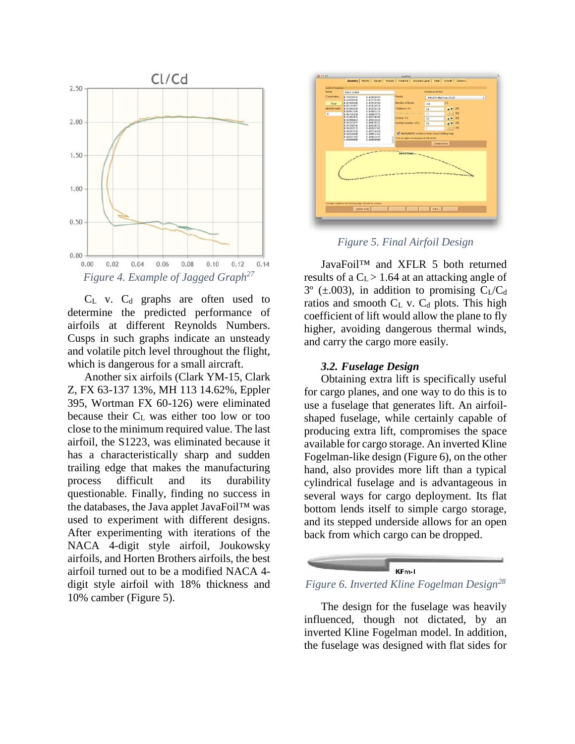*Figure 4. Example of Jagged Graph[27]*

$C_L$ v. $C_d$ graphs are often used to determine the predicted performance of airfoils at different Reynolds Numbers. Cusps in such graphs indicate an unsteady and volatile pitch level throughout the flight, which is dangerous for a small aircraft.

Another six airfoils (Clark YM-15, Clark Z, FX 63-137 13%, MH 113 14.62%, Eppler 395, Wortman FX 60-126) were eliminated because their $C_L$ was either too low or too close to the minimum required value. The last airfoil, the S1223, was eliminated because it has a characteristically sharp and sudden trailing edge that makes the manufacturing process difficult and its durability questionable. Finally, finding no success in the databases, the Java applet JavaFoil™ was used to experiment with different designs. After experimenting with iterations of the NACA 4-digit style airfoil, Joukowsky airfoils, and Horten Brothers airfoils, the best airfoil turned out to be a modified NACA 4-digit style airfoil with 18% thickness and 10% camber (Figure 5).

*Figure 5. Final Airfoil Design*

JavaFoil™ and XFLR 5 both returned results of a $C_L > 1.64$ at an attacking angle of 3º (±.003), in addition to promising $C_L/C_d$ ratios and smooth $C_L$ v. $C_d$ plots. This high coefficient of lift would allow the plane to fly higher, avoiding dangerous thermal winds, and carry the cargo more easily.

### *3.2. Fuselage Design*

Obtaining extra lift is specifically useful for cargo planes, and one way to do this is to use a fuselage that generates lift. An airfoil-shaped fuselage, while certainly capable of producing extra lift, compromises the space available for cargo storage. An inverted Kline Fogelman-like design (Figure 6), on the other hand, also provides more lift than a typical cylindrical fuselage and is advantageous in several ways for cargo deployment. Its flat bottom lends itself to simple cargo storage, and its stepped underside allows for an open back from which cargo can be dropped.

*Figure 6. Inverted Kline Fogelman Design[28]*

The design for the fuselage was heavily influenced, though not dictated, by an inverted Kline Fogelman model. In addition, the fuselage was designed with flat sides for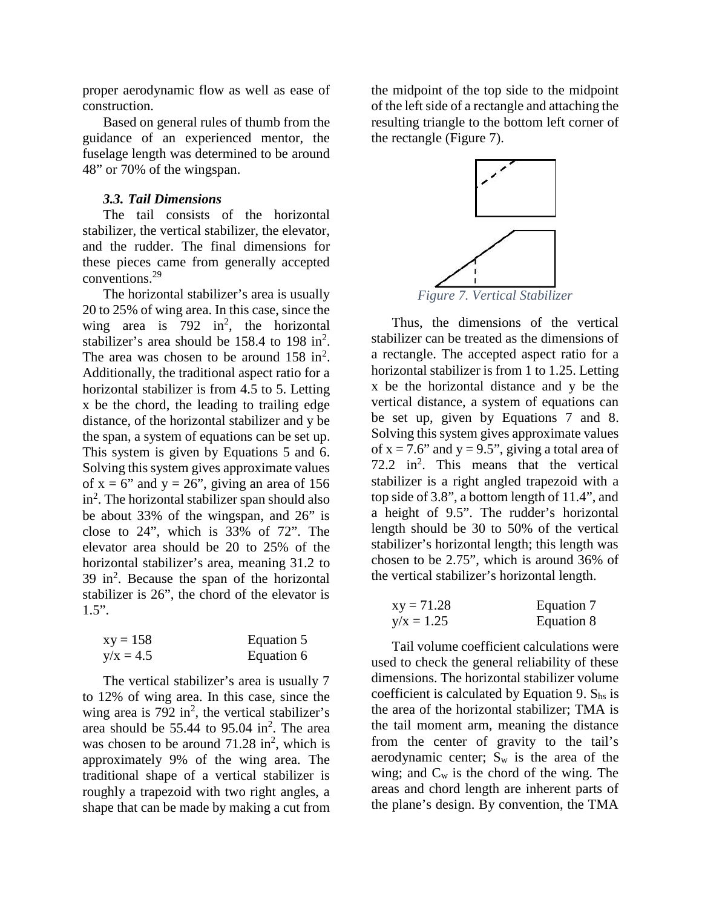proper aerodynamic flow as well as ease of construction.

Based on general rules of thumb from the guidance of an experienced mentor, the fuselage length was determined to be around 48" or 70% of the wingspan.

### *3.3. Tail Dimensions*

The tail consists of the horizontal stabilizer, the vertical stabilizer, the elevator, and the rudder. The final dimensions for these pieces came from generally accepted conventions.[29]

The horizontal stabilizer's area is usually 20 to 25% of wing area. In this case, since the wing area is 792 $in^2$, the horizontal stabilizer's area should be 158.4 to 198 $in^2$. The area was chosen to be around 158 $in^2$. Additionally, the traditional aspect ratio for a horizontal stabilizer is from 4.5 to 5. Letting x be the chord, the leading to trailing edge distance, of the horizontal stabilizer and y be the span, a system of equations can be set up. This system is given by Equations 5 and 6. Solving this system gives approximate values of x = 6" and y = 26", giving an area of 156 $in^2$. The horizontal stabilizer span should also be about 33% of the wingspan, and 26" is close to 24", which is 33% of 72". The elevator area should be 20 to 25% of the horizontal stabilizer's area, meaning 31.2 to 39 $in^2$. Because the span of the horizontal stabilizer is 26", the chord of the elevator is 1.5".

$$xy = 158 \qquad \text{Equation 5}$$

$$y/x = 4.5 \qquad \text{Equation 6}$$

The vertical stabilizer's area is usually 7 to 12% of wing area. In this case, since the wing area is 792 $in^2$, the vertical stabilizer's area should be 55.44 to 95.04 $in^2$. The area was chosen to be around 71.28 $in^2$, which is approximately 9% of the wing area. The traditional shape of a vertical stabilizer is roughly a trapezoid with two right angles, a shape that can be made by making a cut from the midpoint of the top side to the midpoint of the left side of a rectangle and attaching the resulting triangle to the bottom left corner of the rectangle (Figure 7).

*Figure 7. Vertical Stabilizer*

Thus, the dimensions of the vertical stabilizer can be treated as the dimensions of a rectangle. The accepted aspect ratio for a horizontal stabilizer is from 1 to 1.25. Letting x be the horizontal distance and y be the vertical distance, a system of equations can be set up, given by Equations 7 and 8. Solving this system gives approximate values of x = 7.6" and y = 9.5", giving a total area of 72.2 $in^2$. This means that the vertical stabilizer is a right angled trapezoid with a top side of 3.8", a bottom length of 11.4", and a height of 9.5". The rudder's horizontal length should be 30 to 50% of the vertical stabilizer's horizontal length; this length was chosen to be 2.75", which is around 36% of the vertical stabilizer's horizontal length.

$$xy = 71.28 \qquad \text{Equation 7}$$

$$y/x = 1.25 \qquad \text{Equation 8}$$

Tail volume coefficient calculations were used to check the general reliability of these dimensions. The horizontal stabilizer volume coefficient is calculated by Equation 9. $S_{hs}$ is the area of the horizontal stabilizer; TMA is the tail moment arm, meaning the distance from the center of gravity to the tail's aerodynamic center; $S_w$ is the area of the wing; and $C_w$ is the chord of the wing. The areas and chord length are inherent parts of the plane's design. By convention, the TMA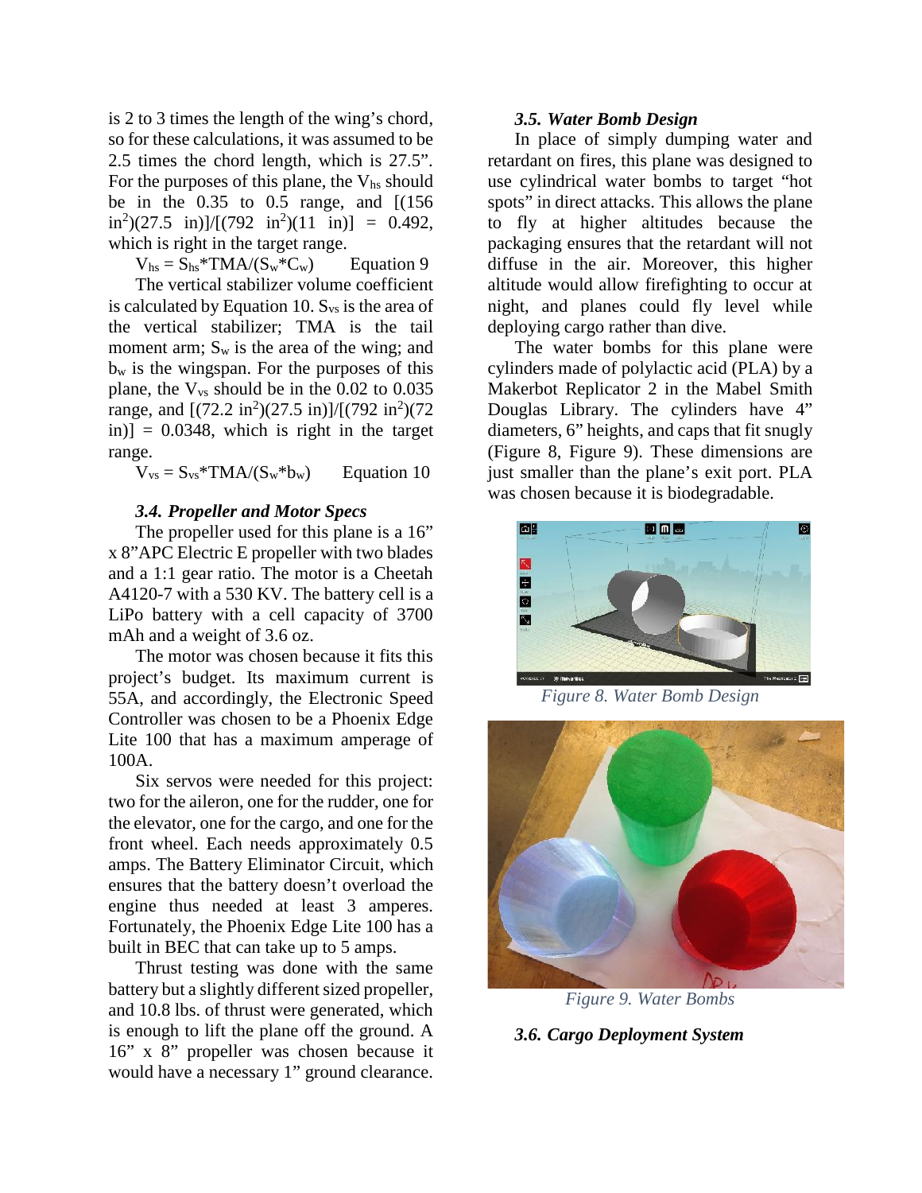is 2 to 3 times the length of the wing's chord, so for these calculations, it was assumed to be 2.5 times the chord length, which is 27.5". For the purposes of this plane, the $V_{hs}$ should be in the 0.35 to 0.5 range, and $[(156 \text{ in}^2)(27.5 \text{ in})]/[(792 \text{ in}^2)(11 \text{ in})] = 0.492$, which is right in the target range.

$$V_{hs} = S_{hs}*TMA/(S_w*C_w) \quad \text{Equation 9}$$

The vertical stabilizer volume coefficient is calculated by Equation 10. $S_{vs}$ is the area of the vertical stabilizer; TMA is the tail moment arm; $S_w$ is the area of the wing; and $b_w$ is the wingspan. For the purposes of this plane, the $V_{vs}$ should be in the 0.02 to 0.035 range, and $[(72.2 \text{ in}^2)(27.5 \text{ in})]/[(792 \text{ in}^2)(72 \text{ in})] = 0.0348$, which is right in the target range.

$$V_{vs} = S_{vs}*TMA/(S_w*b_w) \quad \text{Equation 10}$$

### *3.4. Propeller and Motor Specs*

The propeller used for this plane is a 16" x 8"APC Electric E propeller with two blades and a 1:1 gear ratio. The motor is a Cheetah A4120-7 with a 530 KV. The battery cell is a LiPo battery with a cell capacity of 3700 mAh and a weight of 3.6 oz.

The motor was chosen because it fits this project's budget. Its maximum current is 55A, and accordingly, the Electronic Speed Controller was chosen to be a Phoenix Edge Lite 100 that has a maximum amperage of 100A.

Six servos were needed for this project: two for the aileron, one for the rudder, one for the elevator, one for the cargo, and one for the front wheel. Each needs approximately 0.5 amps. The Battery Eliminator Circuit, which ensures that the battery doesn't overload the engine thus needed at least 3 amperes. Fortunately, the Phoenix Edge Lite 100 has a built in BEC that can take up to 5 amps.

Thrust testing was done with the same battery but a slightly different sized propeller, and 10.8 lbs. of thrust were generated, which is enough to lift the plane off the ground. A 16" x 8" propeller was chosen because it would have a necessary 1" ground clearance.

### *3.5. Water Bomb Design*

In place of simply dumping water and retardant on fires, this plane was designed to use cylindrical water bombs to target "hot spots" in direct attacks. This allows the plane to fly at higher altitudes because the packaging ensures that the retardant will not diffuse in the air. Moreover, this higher altitude would allow firefighting to occur at night, and planes could fly level while deploying cargo rather than dive.

The water bombs for this plane were cylinders made of polylactic acid (PLA) by a Makerbot Replicator 2 in the Mabel Smith Douglas Library. The cylinders have 4" diameters, 6" heights, and caps that fit snugly (Figure 8, Figure 9). These dimensions are just smaller than the plane's exit port. PLA was chosen because it is biodegradable.

*Figure 8. Water Bomb Design*

*Figure 9. Water Bombs*

### *3.6. Cargo Deployment System*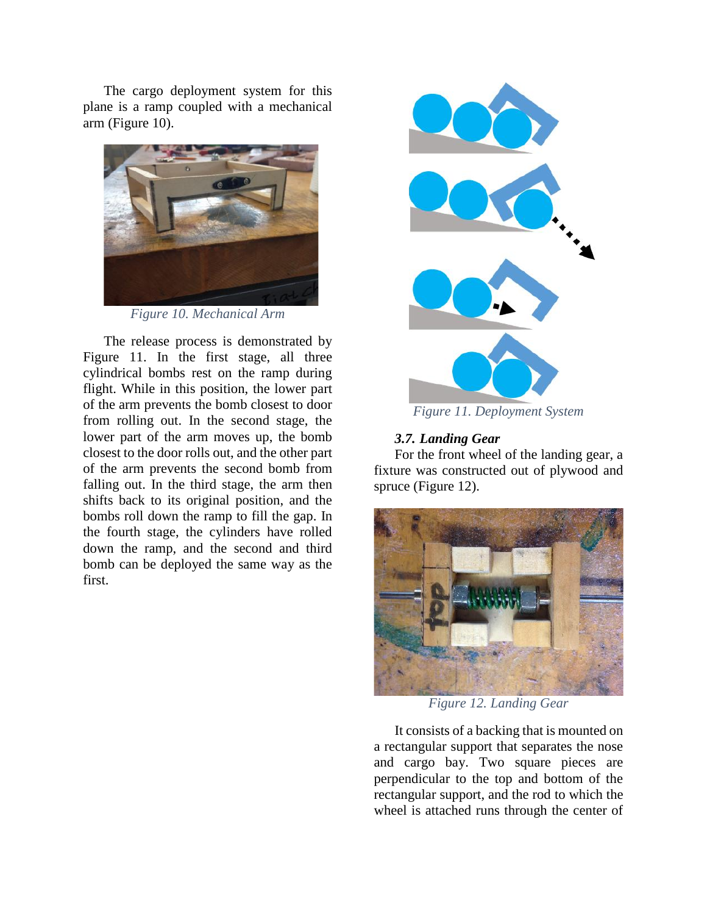The cargo deployment system for this plane is a ramp coupled with a mechanical arm (Figure 10).

*Figure 10. Mechanical Arm*

The release process is demonstrated by Figure 11. In the first stage, all three cylindrical bombs rest on the ramp during flight. While in this position, the lower part of the arm prevents the bomb closest to door from rolling out. In the second stage, the lower part of the arm moves up, the bomb closest to the door rolls out, and the other part of the arm prevents the second bomb from falling out. In the third stage, the arm then shifts back to its original position, and the bombs roll down the ramp to fill the gap. In the fourth stage, the cylinders have rolled down the ramp, and the second and third bomb can be deployed the same way as the first.

*Figure 11. Deployment System*

### *3.7. Landing Gear*

For the front wheel of the landing gear, a fixture was constructed out of plywood and spruce (Figure 12).

*Figure 12. Landing Gear*

It consists of a backing that is mounted on a rectangular support that separates the nose and cargo bay. Two square pieces are perpendicular to the top and bottom of the rectangular support, and the rod to which the wheel is attached runs through the center of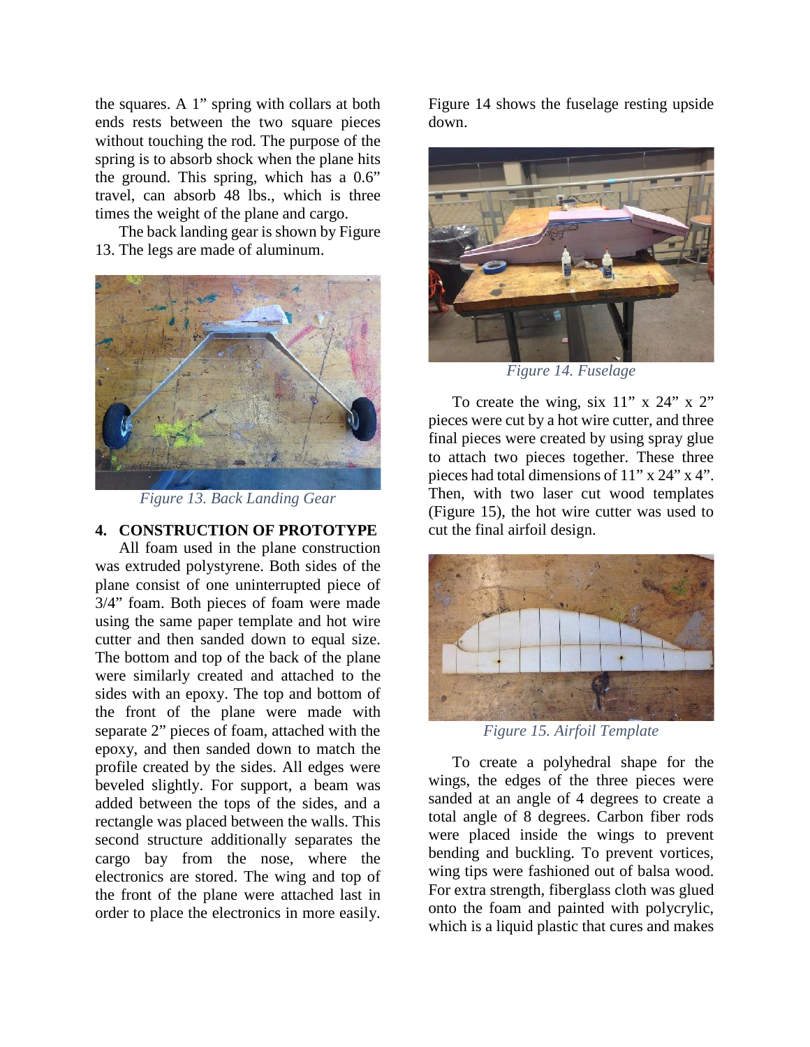the squares. A 1" spring with collars at both ends rests between the two square pieces without touching the rod. The purpose of the spring is to absorb shock when the plane hits the ground. This spring, which has a 0.6" travel, can absorb 48 lbs., which is three times the weight of the plane and cargo.

The back landing gear is shown by Figure 13. The legs are made of aluminum.

*Figure 13. Back Landing Gear*

## 4. CONSTRUCTION OF PROTOTYPE

All foam used in the plane construction was extruded polystyrene. Both sides of the plane consist of one uninterrupted piece of 3/4" foam. Both pieces of foam were made using the same paper template and hot wire cutter and then sanded down to equal size. The bottom and top of the back of the plane were similarly created and attached to the sides with an epoxy. The top and bottom of the front of the plane were made with separate 2" pieces of foam, attached with the epoxy, and then sanded down to match the profile created by the sides. All edges were beveled slightly. For support, a beam was added between the tops of the sides, and a rectangle was placed between the walls. This second structure additionally separates the cargo bay from the nose, where the electronics are stored. The wing and top of the front of the plane were attached last in order to place the electronics in more easily.

Figure 14 shows the fuselage resting upside down.

*Figure 14. Fuselage*

To create the wing, six 11" x 24" x 2" pieces were cut by a hot wire cutter, and three final pieces were created by using spray glue to attach two pieces together. These three pieces had total dimensions of 11" x 24" x 4". Then, with two laser cut wood templates (Figure 15), the hot wire cutter was used to cut the final airfoil design.

*Figure 15. Airfoil Template*

To create a polyhedral shape for the wings, the edges of the three pieces were sanded at an angle of 4 degrees to create a total angle of 8 degrees. Carbon fiber rods were placed inside the wings to prevent bending and buckling. To prevent vortices, wing tips were fashioned out of balsa wood. For extra strength, fiberglass cloth was glued onto the foam and painted with polycrylic, which is a liquid plastic that cures and makes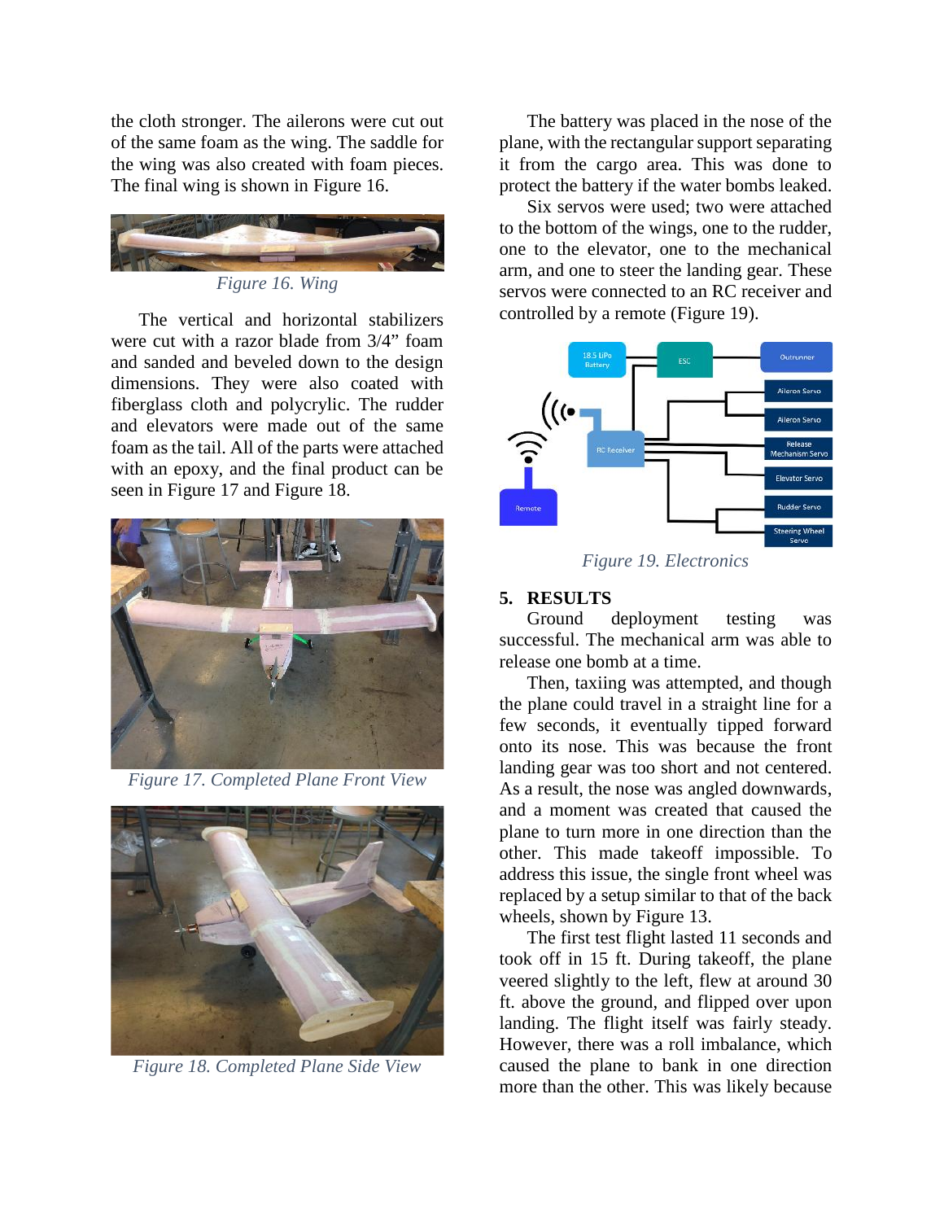the cloth stronger. The ailerons were cut out of the same foam as the wing. The saddle for the wing was also created with foam pieces. The final wing is shown in Figure 16.

*Figure 16. Wing*

The vertical and horizontal stabilizers were cut with a razor blade from 3/4" foam and sanded and beveled down to the design dimensions. They were also coated with fiberglass cloth and polycrylic. The rudder and elevators were made out of the same foam as the tail. All of the parts were attached with an epoxy, and the final product can be seen in Figure 17 and Figure 18.

*Figure 17. Completed Plane Front View*

*Figure 18. Completed Plane Side View*

The battery was placed in the nose of the plane, with the rectangular support separating it from the cargo area. This was done to protect the battery if the water bombs leaked.

Six servos were used; two were attached to the bottom of the wings, one to the rudder, one to the elevator, one to the mechanical arm, and one to steer the landing gear. These servos were connected to an RC receiver and controlled by a remote (Figure 19).

*Figure 19. Electronics*

## 5. RESULTS

Ground deployment testing was successful. The mechanical arm was able to release one bomb at a time.

Then, taxiing was attempted, and though the plane could travel in a straight line for a few seconds, it eventually tipped forward onto its nose. This was because the front landing gear was too short and not centered. As a result, the nose was angled downwards, and a moment was created that caused the plane to turn more in one direction than the other. This made takeoff impossible. To address this issue, the single front wheel was replaced by a setup similar to that of the back wheels, shown by Figure 13.

The first test flight lasted 11 seconds and took off in 15 ft. During takeoff, the plane veered slightly to the left, flew at around 30 ft. above the ground, and flipped over upon landing. The flight itself was fairly steady. However, there was a roll imbalance, which caused the plane to bank in one direction more than the other. This was likely because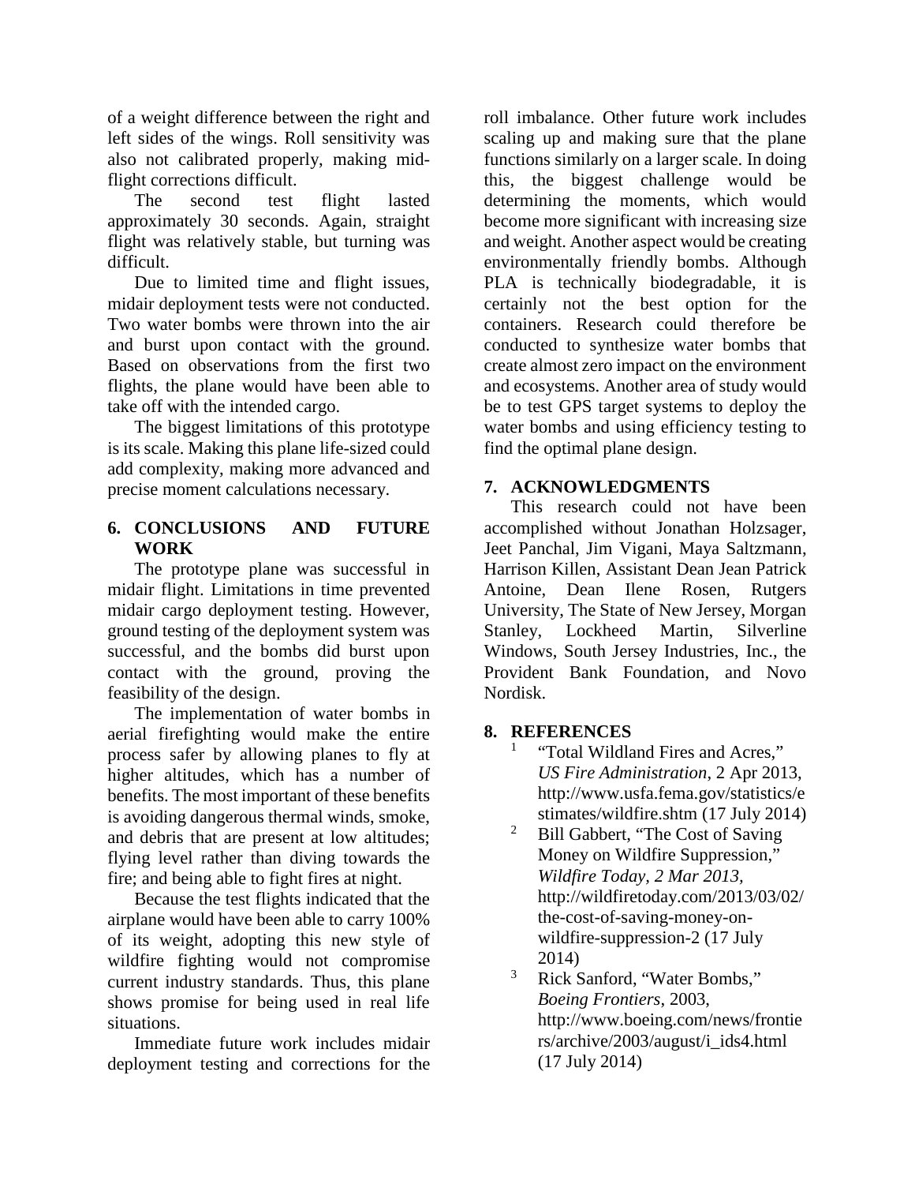of a weight difference between the right and left sides of the wings. Roll sensitivity was also not calibrated properly, making mid-flight corrections difficult.

The second test flight lasted approximately 30 seconds. Again, straight flight was relatively stable, but turning was difficult.

Due to limited time and flight issues, midair deployment tests were not conducted. Two water bombs were thrown into the air and burst upon contact with the ground. Based on observations from the first two flights, the plane would have been able to take off with the intended cargo.

The biggest limitations of this prototype is its scale. Making this plane life-sized could add complexity, making more advanced and precise moment calculations necessary.

## 6. CONCLUSIONS AND FUTURE WORK

The prototype plane was successful in midair flight. Limitations in time prevented midair cargo deployment testing. However, ground testing of the deployment system was successful, and the bombs did burst upon contact with the ground, proving the feasibility of the design.

The implementation of water bombs in aerial firefighting would make the entire process safer by allowing planes to fly at higher altitudes, which has a number of benefits. The most important of these benefits is avoiding dangerous thermal winds, smoke, and debris that are present at low altitudes; flying level rather than diving towards the fire; and being able to fight fires at night.

Because the test flights indicated that the airplane would have been able to carry 100% of its weight, adopting this new style of wildfire fighting would not compromise current industry standards. Thus, this plane shows promise for being used in real life situations.

Immediate future work includes midair deployment testing and corrections for the roll imbalance. Other future work includes scaling up and making sure that the plane functions similarly on a larger scale. In doing this, the biggest challenge would be determining the moments, which would become more significant with increasing size and weight. Another aspect would be creating environmentally friendly bombs. Although PLA is technically biodegradable, it is certainly not the best option for the containers. Research could therefore be conducted to synthesize water bombs that create almost zero impact on the environment and ecosystems. Another area of study would be to test GPS target systems to deploy the water bombs and using efficiency testing to find the optimal plane design.

## 7. ACKNOWLEDGMENTS

This research could not have been accomplished without Jonathan Holzsager, Jeet Panchal, Jim Vigani, Maya Saltzmann, Harrison Killen, Assistant Dean Jean Patrick Antoine, Dean Ilene Rosen, Rutgers University, The State of New Jersey, Morgan Stanley, Lockheed Martin, Silverline Windows, South Jersey Industries, Inc., the Provident Bank Foundation, and Novo Nordisk.

## 8. REFERENCES

[1] "Total Wildland Fires and Acres," *US Fire Administration*, 2 Apr 2013, http://www.usfa.fema.gov/statistics/estimates/wildfire.shtm (17 July 2014)

[2] Bill Gabbert, "The Cost of Saving Money on Wildfire Suppression," *Wildfire Today, 2 Mar 2013*, http://wildfiretoday.com/2013/03/02/the-cost-of-saving-money-on-wildfire-suppression-2 (17 July 2014)

[3] Rick Sanford, "Water Bombs," *Boeing Frontiers*, 2003, http://www.boeing.com/news/frontiers/archive/2003/august/i_ids4.html (17 July 2014)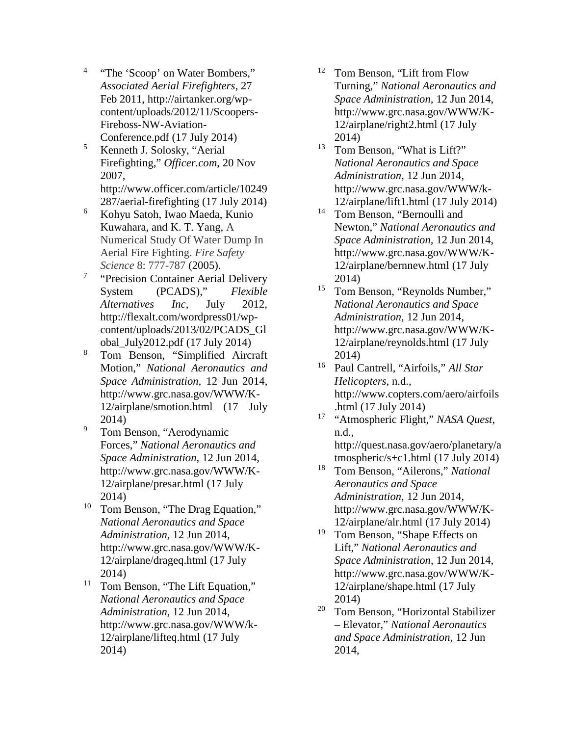[4] "The 'Scoop' on Water Bombers," *Associated Aerial Firefighters*, 27 Feb 2011, http://airtanker.org/wp-content/uploads/2012/11/Scoopers-Fireboss-NW-Aviation-Conference.pdf (17 July 2014)

[5] Kenneth J. Solosky, "Aerial Firefighting," *Officer.com*, 20 Nov 2007, http://www.officer.com/article/10249287/aerial-firefighting (17 July 2014)

[6] Kohyu Satoh, Iwao Maeda, Kunio Kuwahara, and K. T. Yang, A Numerical Study Of Water Dump In Aerial Fire Fighting. *Fire Safety Science* 8: 777-787 (2005).

[7] "Precision Container Aerial Delivery System (PCADS)," *Flexible Alternatives Inc*, July 2012, http://flexalt.com/wordpress01/wp-content/uploads/2013/02/PCADS_Global_July2012.pdf (17 July 2014)

[8] Tom Benson, "Simplified Aircraft Motion," *National Aeronautics and Space Administration*, 12 Jun 2014, http://www.grc.nasa.gov/WWW/K-12/airplane/smotion.html (17 July 2014)

[9] Tom Benson, "Aerodynamic Forces," *National Aeronautics and Space Administration*, 12 Jun 2014, http://www.grc.nasa.gov/WWW/K-12/airplane/presar.html (17 July 2014)

[10] Tom Benson, "The Drag Equation," *National Aeronautics and Space Administration*, 12 Jun 2014, http://www.grc.nasa.gov/WWW/K-12/airplane/drageq.html (17 July 2014)

[11] Tom Benson, "The Lift Equation," *National Aeronautics and Space Administration*, 12 Jun 2014, http://www.grc.nasa.gov/WWW/k-12/airplane/lifteq.html (17 July 2014)

[12] Tom Benson, "Lift from Flow Turning," *National Aeronautics and Space Administration*, 12 Jun 2014, http://www.grc.nasa.gov/WWW/K-12/airplane/right2.html (17 July 2014)

[13] Tom Benson, "What is Lift?" *National Aeronautics and Space Administration*, 12 Jun 2014, http://www.grc.nasa.gov/WWW/k-12/airplane/lift1.html (17 July 2014)

[14] Tom Benson, "Bernoulli and Newton," *National Aeronautics and Space Administration*, 12 Jun 2014, http://www.grc.nasa.gov/WWW/K-12/airplane/bernnew.html (17 July 2014)

[15] Tom Benson, "Reynolds Number," *National Aeronautics and Space Administration*, 12 Jun 2014, http://www.grc.nasa.gov/WWW/K-12/airplane/reynolds.html (17 July 2014)

[16] Paul Cantrell, "Airfoils," *All Star Helicopters*, n.d., http://www.copters.com/aero/airfoils.html (17 July 2014)

[17] "Atmospheric Flight," *NASA Quest*, n.d., http://quest.nasa.gov/aero/planetary/atmospheric/s+c1.html (17 July 2014)

[18] Tom Benson, "Ailerons," *National Aeronautics and Space Administration*, 12 Jun 2014, http://www.grc.nasa.gov/WWW/K-12/airplane/alr.html (17 July 2014)

[19] Tom Benson, "Shape Effects on Lift," *National Aeronautics and Space Administration*, 12 Jun 2014, http://www.grc.nasa.gov/WWW/K-12/airplane/shape.html (17 July 2014)

[20] Tom Benson, "Horizontal Stabilizer – Elevator," *National Aeronautics and Space Administration*, 12 Jun 2014,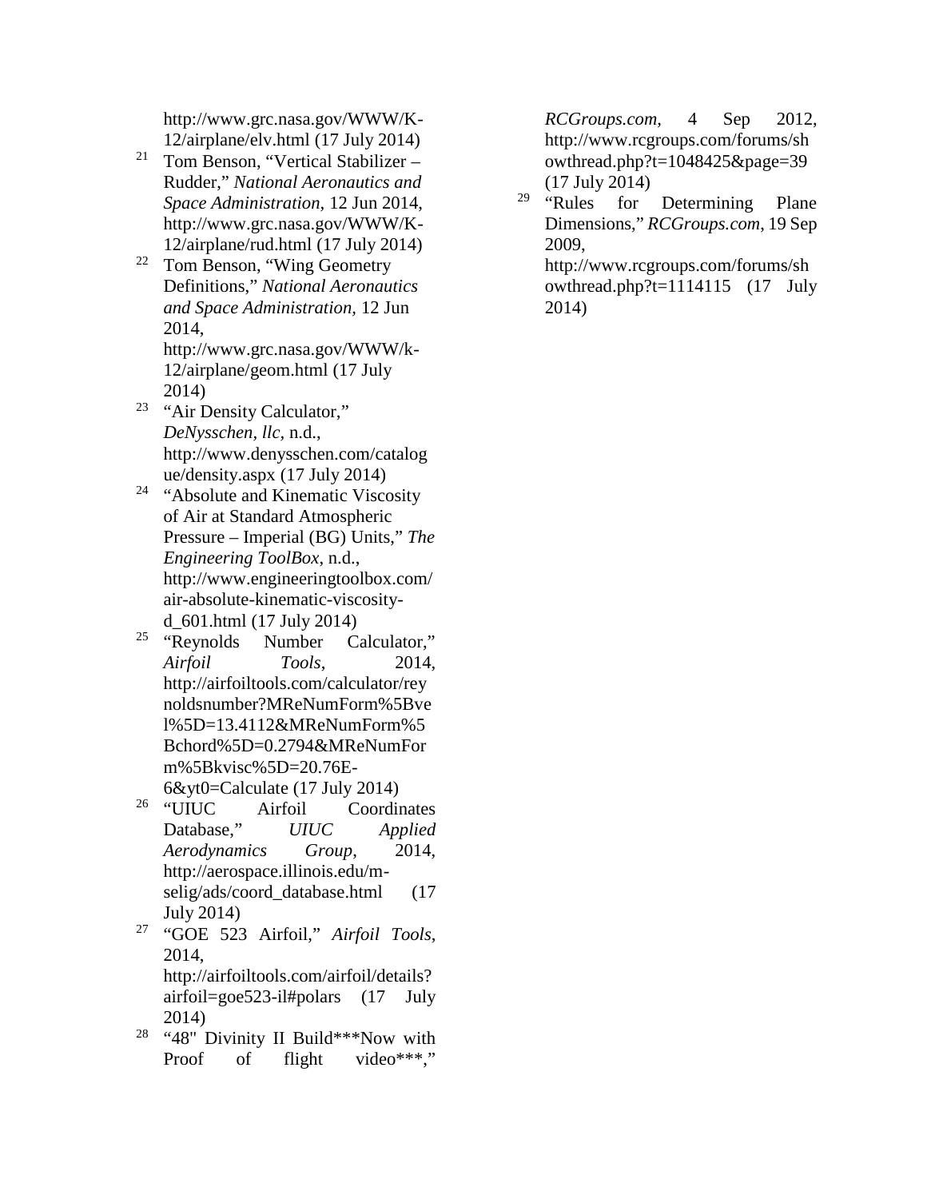http://www.grc.nasa.gov/WWW/K-12/airplane/elv.html (17 July 2014)

[21] Tom Benson, "Vertical Stabilizer – Rudder," *National Aeronautics and Space Administration*, 12 Jun 2014, http://www.grc.nasa.gov/WWW/K-12/airplane/rud.html (17 July 2014)

[22] Tom Benson, "Wing Geometry Definitions," *National Aeronautics and Space Administration,* 12 Jun 2014, http://www.grc.nasa.gov/WWW/k-12/airplane/geom.html (17 July 2014)

[23] "Air Density Calculator," *DeNysschen, llc*, n.d., http://www.denysschen.com/catalogue/density.aspx (17 July 2014)

[24] "Absolute and Kinematic Viscosity of Air at Standard Atmospheric Pressure – Imperial (BG) Units," *The Engineering ToolBox*, n.d., http://www.engineeringtoolbox.com/air-absolute-kinematic-viscosity-d_601.html (17 July 2014)

[25] "Reynolds Number Calculator," *Airfoil Tools*, 2014, http://airfoiltools.com/calculator/reynoldsnumber?MReNumForm%5Bvel%5D=13.4112&MReNumForm%5Bchord%5D=0.2794&MReNumForm%5Bkvisc%5D=20.76E-6&yt0=Calculate (17 July 2014)

[26] "UIUC Airfoil Coordinates Database," *UIUC Applied Aerodynamics Group*, 2014, http://aerospace.illinois.edu/m-selig/ads/coord_database.html (17 July 2014)

[27] "GOE 523 Airfoil," *Airfoil Tools*, 2014, http://airfoiltools.com/airfoil/details?airfoil=goe523-il#polars (17 July 2014)

[28] "48" Divinity II Build***Now with Proof of flight video***," *RCGroups.com*, 4 Sep 2012, http://www.rcgroups.com/forums/showthread.php?t=1048425&page=39 (17 July 2014)

[29] "Rules for Determining Plane Dimensions," *RCGroups.com*, 19 Sep 2009, http://www.rcgroups.com/forums/showthread.php?t=1114115 (17 July 2014)